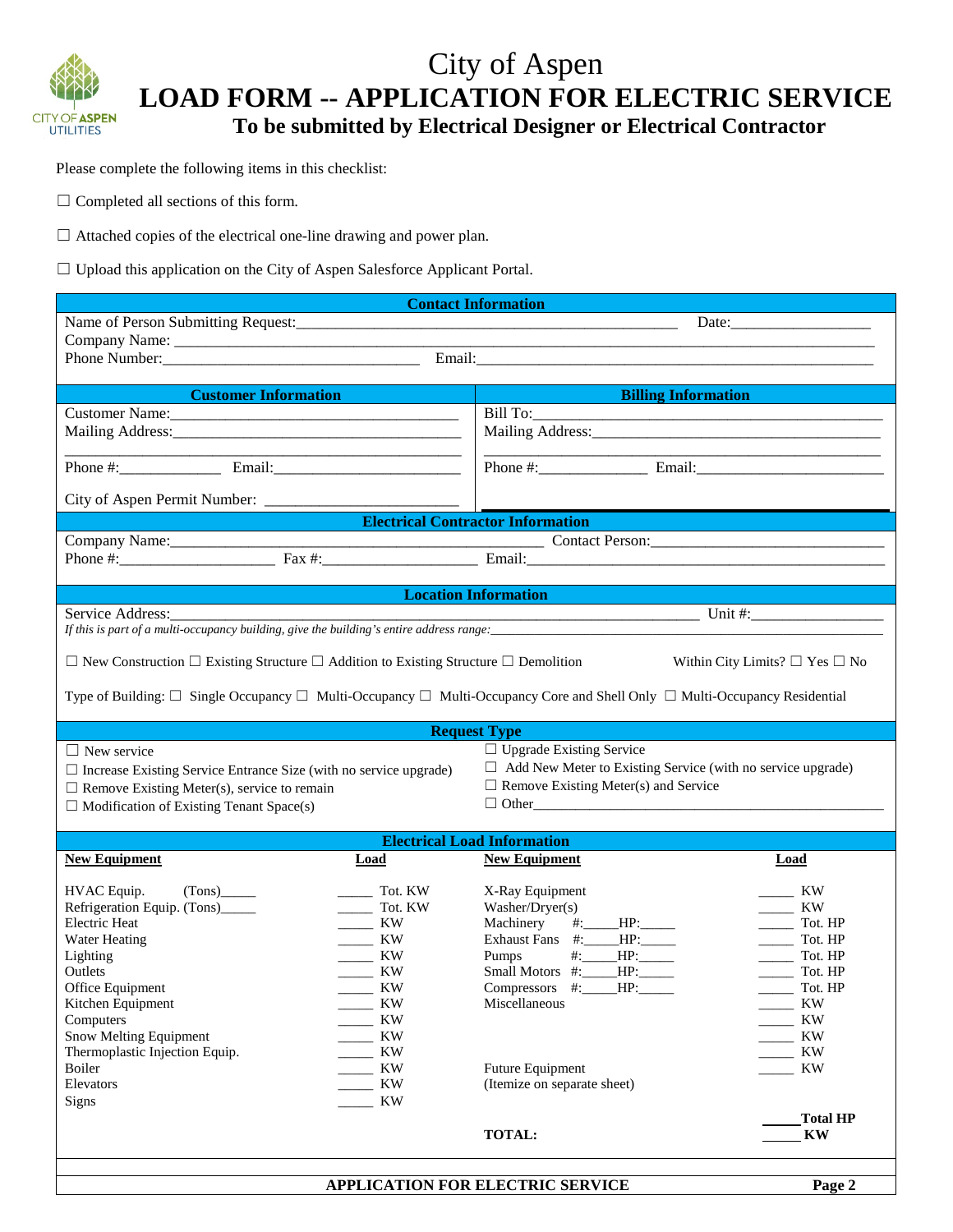# City of Aspen

# LOAD FORM -- APPLICATION FOR ELECTRIC SERVICE

## To be submitted by Electrical Designer or Electrical Contractor

Please complete the following items in this checklist:

☐ Completed all sections of this form.

☐ Attached copies of the electrical one-line drawing and power plan.

☐ Upload this application on the City of Aspen Salesforce Applicant Portal.

### Contact Information

Name of Person Submitting Request:_______________________________________________ Date:_________________

Company Name: ________________________________________________________________________________

Phone Number:________________________________ Email:_______________________________________________

| Customer Information | Billing Information |
|---|---|
| Customer Name:____________________________________ | Bill To:_____________________________________________ |
| Mailing Address:___________________________________ | Mailing Address:_____________________________________ |
| Phone #:_____________ Email:_______________________ | Phone #:_____________ Email:_______________________ |
| City of Aspen Permit Number: _______________________ | |

### Electrical Contractor Information

Company Name:_____________________________________________ Contact Person:____________________________

Phone #:___________________ Fax #:___________________ Email:_____________________________________________

### Location Information

Service Address:_______________________________________________________________ Unit #:________________

*If this is part of a multi-occupancy building, give the building's entire address range:*______________________________

☐ New Construction ☐ Existing Structure ☐ Addition to Existing Structure ☐ Demolition Within City Limits? ☐ Yes ☐ No

Type of Building: ☐ Single Occupancy ☐ Multi-Occupancy ☐ Multi-Occupancy Core and Shell Only ☐ Multi-Occupancy Residential

### Request Type

☐ New service

☐ Increase Existing Service Entrance Size (with no service upgrade)

☐ Remove Existing Meter(s), service to remain

☐ Modification of Existing Tenant Space(s)

☐ Upgrade Existing Service

☐ Add New Meter to Existing Service (with no service upgrade)

☐ Remove Existing Meter(s) and Service

☐ Other_____________________________________________

### Electrical Load Information

| New Equipment | Load | New Equipment | Load |
|---|---|---|---|
| HVAC Equip. (Tons)_____ | _____ Tot. KW | X-Ray Equipment | _____ KW |
| Refrigeration Equip. (Tons)_____ | _____ Tot. KW | Washer/Dryer(s) | _____ KW |
| Electric Heat | _____ KW | Machinery #:_____ HP:_____ | _____ Tot. HP |
| Water Heating | _____ KW | Exhaust Fans #:_____ HP:_____ | _____ Tot. HP |
| Lighting | _____ KW | Pumps #:_____ HP:_____ | _____ Tot. HP |
| Outlets | _____ KW | Small Motors #:_____ HP:_____ | _____ Tot. HP |
| Office Equipment | _____ KW | Compressors #:_____ HP:_____ | _____ Tot. HP |
| Kitchen Equipment | _____ KW | Miscellaneous | _____ KW |
| Computers | _____ KW | | _____ KW |
| Snow Melting Equipment | _____ KW | | _____ KW |
| Thermoplastic Injection Equip. | _____ KW | | _____ KW |
| Boiler | _____ KW | Future Equipment | _____ KW |
| Elevators | _____ KW | (Itemize on separate sheet) | |
| Signs | _____ KW | | |
| | | | _____ **Total HP** |
| | | **TOTAL:** | _____ **KW** |

**APPLICATION FOR ELECTRIC SERVICE**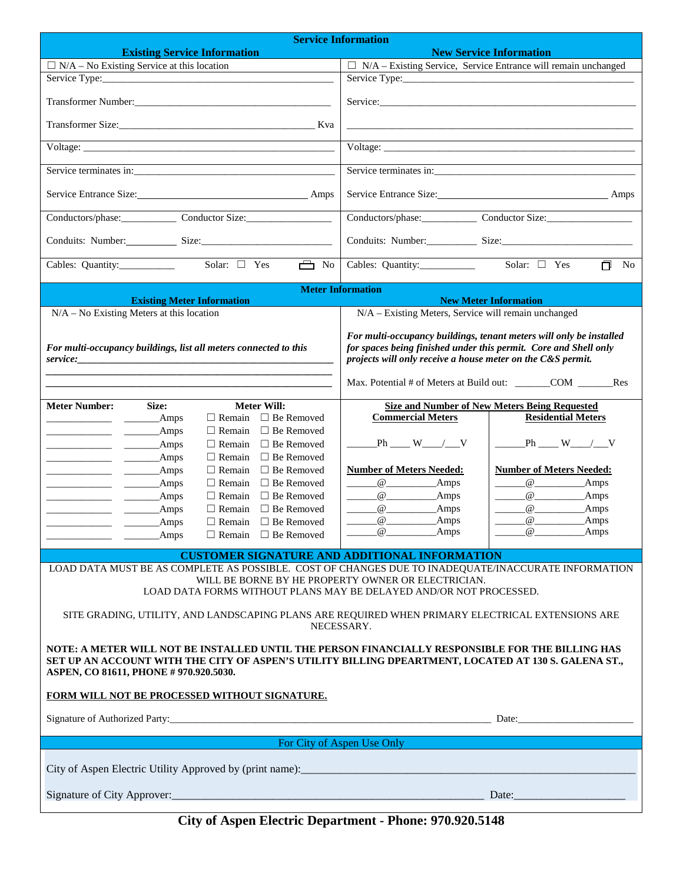## Service Information

| Existing Service Information | New Service Information |
|---|---|
| ☐ N/A – No Existing Service at this location | ☐ N/A – Existing Service, Service Entrance will remain unchanged |
| Service Type:\_\_\_\_\_\_\_\_\_\_\_\_\_\_\_\_\_\_\_\_\_\_\_\_\_\_\_\_\_\_\_\_ | Service Type:\_\_\_\_\_\_\_\_\_\_\_\_\_\_\_\_\_\_\_\_\_\_\_\_\_\_\_\_\_\_\_\_ |
| Transformer Number:\_\_\_\_\_\_\_\_\_\_\_\_\_\_\_\_\_\_\_\_\_\_\_\_\_\_ | Service:\_\_\_\_\_\_\_\_\_\_\_\_\_\_\_\_\_\_\_\_\_\_\_\_\_\_\_\_\_\_\_\_ |
| Transformer Size:\_\_\_\_\_\_\_\_\_\_\_\_\_\_\_\_\_\_\_\_\_\_\_\_\_\_ Kva | \_\_\_\_\_\_\_\_\_\_\_\_\_\_\_\_\_\_\_\_\_\_\_\_\_\_\_\_\_\_\_\_\_\_\_\_ |
| Voltage: \_\_\_\_\_\_\_\_\_\_\_\_\_\_\_\_\_\_\_\_\_\_\_\_\_\_\_\_\_\_\_\_ | Voltage: \_\_\_\_\_\_\_\_\_\_\_\_\_\_\_\_\_\_\_\_\_\_\_\_\_\_\_\_\_\_\_\_ |
| Service terminates in:\_\_\_\_\_\_\_\_\_\_\_\_\_\_\_\_\_\_\_\_\_\_\_\_\_\_ | Service terminates in:\_\_\_\_\_\_\_\_\_\_\_\_\_\_\_\_\_\_\_\_\_\_\_\_\_\_ |
| Service Entrance Size:\_\_\_\_\_\_\_\_\_\_\_\_\_\_\_\_\_\_\_\_\_\_ Amps | Service Entrance Size:\_\_\_\_\_\_\_\_\_\_\_\_\_\_\_\_\_\_\_\_\_\_ Amps |
| Conductors/phase:\_\_\_\_\_\_\_\_ Conductor Size:\_\_\_\_\_\_\_\_\_\_\_\_ | Conductors/phase:\_\_\_\_\_\_\_\_ Conductor Size:\_\_\_\_\_\_\_\_\_\_\_\_ |
| Conduits: Number:\_\_\_\_\_\_\_\_ Size:\_\_\_\_\_\_\_\_\_\_\_\_\_\_\_\_\_\_ | Conduits: Number:\_\_\_\_\_\_\_\_ Size:\_\_\_\_\_\_\_\_\_\_\_\_\_\_\_\_\_\_ |
| Cables: Quantity:\_\_\_\_\_\_\_\_ Solar: ☐ Yes ☐ No | Cables: Quantity:\_\_\_\_\_\_\_\_ Solar: ☐ Yes ☐ No |

## Meter Information

| Existing Meter Information | New Meter Information |
|---|---|
| N/A – No Existing Meters at this location | N/A – Existing Meters, Service will remain unchanged |
| ***For multi-occupancy buildings, list all meters connected to this service:***\_\_\_\_\_\_\_\_\_\_\_\_\_\_\_\_\_\_\_\_\_\_\_\_\_\_\_\_\_\_\_\_ | ***For multi-occupancy buildings, tenant meters will only be installed for spaces being finished under this permit. Core and Shell only projects will only receive a house meter on the C&S permit.*** |
| | Max. Potential # of Meters at Build out: \_\_\_\_\_\_COM \_\_\_\_\_\_Res |

| Meter Number: | Size: | Meter Will: |
|---|---|---|
| \_\_\_\_\_\_\_\_\_\_ | \_\_\_\_\_\_Amps | ☐ Remain ☐ Be Removed |
| \_\_\_\_\_\_\_\_\_\_ | \_\_\_\_\_\_Amps | ☐ Remain ☐ Be Removed |
| \_\_\_\_\_\_\_\_\_\_ | \_\_\_\_\_\_Amps | ☐ Remain ☐ Be Removed |
| \_\_\_\_\_\_\_\_\_\_ | \_\_\_\_\_\_Amps | ☐ Remain ☐ Be Removed |
| \_\_\_\_\_\_\_\_\_\_ | \_\_\_\_\_\_Amps | ☐ Remain ☐ Be Removed |
| \_\_\_\_\_\_\_\_\_\_ | \_\_\_\_\_\_Amps | ☐ Remain ☐ Be Removed |
| \_\_\_\_\_\_\_\_\_\_ | \_\_\_\_\_\_Amps | ☐ Remain ☐ Be Removed |
| \_\_\_\_\_\_\_\_\_\_ | \_\_\_\_\_\_Amps | ☐ Remain ☐ Be Removed |
| \_\_\_\_\_\_\_\_\_\_ | \_\_\_\_\_\_Amps | ☐ Remain ☐ Be Removed |
| \_\_\_\_\_\_\_\_\_\_ | \_\_\_\_\_\_Amps | ☐ Remain ☐ Be Removed |

**Size and Number of New Meters Being Requested**

| **Commercial Meters** | **Residential Meters** |
|---|---|
| \_\_\_\_\_Ph \_\_\_\_ W\_\_\_/\_\_\_V | \_\_\_\_\_Ph \_\_\_\_ W\_\_\_/\_\_\_V |
| **Number of Meters Needed:** | **Number of Meters Needed:** |
| \_\_\_\_\_@\_\_\_\_\_\_\_\_Amps | \_\_\_\_\_@\_\_\_\_\_\_\_\_Amps |
| \_\_\_\_\_@\_\_\_\_\_\_\_\_Amps | \_\_\_\_\_@\_\_\_\_\_\_\_\_Amps |
| \_\_\_\_\_@\_\_\_\_\_\_\_\_Amps | \_\_\_\_\_@\_\_\_\_\_\_\_\_Amps |
| \_\_\_\_\_@\_\_\_\_\_\_\_\_Amps | \_\_\_\_\_@\_\_\_\_\_\_\_\_Amps |
| \_\_\_\_\_@\_\_\_\_\_\_\_\_Amps | \_\_\_\_\_@\_\_\_\_\_\_\_\_Amps |

## CUSTOMER SIGNATURE AND ADDITIONAL INFORMATION

LOAD DATA MUST BE AS COMPLETE AS POSSIBLE. COST OF CHANGES DUE TO INADEQUATE/INACCURATE INFORMATION WILL BE BORNE BY HE PROPERTY OWNER OR ELECTRICIAN.
LOAD DATA FORMS WITHOUT PLANS MAY BE DELAYED AND/OR NOT PROCESSED.

SITE GRADING, UTILITY, AND LANDSCAPING PLANS ARE REQUIRED WHEN PRIMARY ELECTRICAL EXTENSIONS ARE NECESSARY.

**NOTE: A METER WILL NOT BE INSTALLED UNTIL THE PERSON FINANCIALLY RESPONSIBLE FOR THE BILLING HAS SET UP AN ACCOUNT WITH THE CITY OF ASPEN'S UTILITY BILLING DPEARTMENT, LOCATED AT 130 S. GALENA ST., ASPEN, CO 81611, PHONE # 970.920.5030.**

**FORM WILL NOT BE PROCESSED WITHOUT SIGNATURE.**

Signature of Authorized Party:\_\_\_\_\_\_\_\_\_\_\_\_\_\_\_\_\_\_\_\_\_\_\_\_\_\_\_\_\_\_\_\_\_\_\_\_\_\_\_\_ Date:\_\_\_\_\_\_\_\_\_\_\_\_\_\_\_\_

## For City of Aspen Use Only

City of Aspen Electric Utility Approved by (print name):\_\_\_\_\_\_\_\_\_\_\_\_\_\_\_\_\_\_\_\_\_\_\_\_\_\_\_\_\_\_\_\_

Signature of City Approver:\_\_\_\_\_\_\_\_\_\_\_\_\_\_\_\_\_\_\_\_\_\_\_\_\_\_\_\_\_\_\_\_\_\_\_\_ Date:\_\_\_\_\_\_\_\_\_\_\_\_\_\_\_\_

**City of Aspen Electric Department - Phone: 970.920.5148**